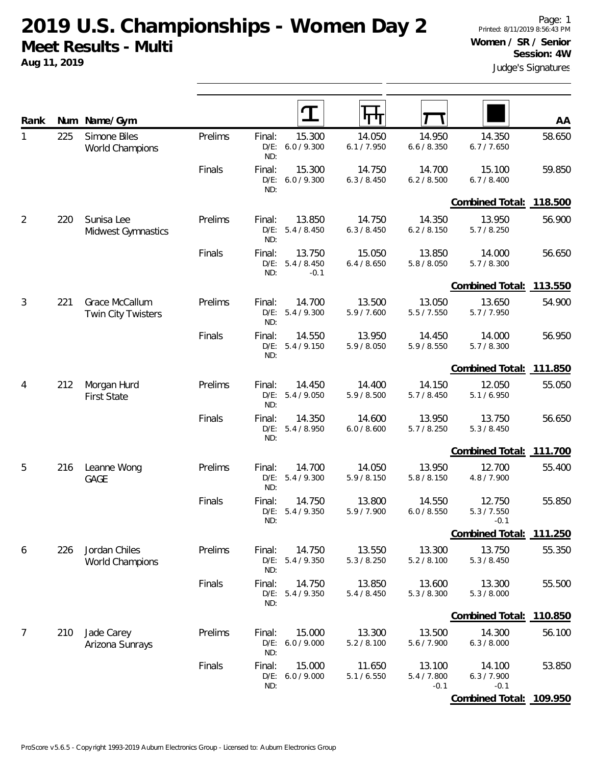# 2019 U.S. Championships - Women Day 2

## Meet Results - Multi

**Aug 11, 2019**

Printed: 8/11/2019 8:56:43 PM

**Women / SR / Senior**

**Session: 4W**

Judge's Signatures

| Rank | Num | Name/Gym | | | Vault | Bars | Beam | Floor | AA |
|---|---|---|---|---|---|---|---|---|---|
| 1 | 225 | Simone Biles<br>World Champions | Prelims | Final:<br>D/E:<br>ND: | 15.300<br>6.0 / 9.300 | 14.050<br>6.1 / 7.950 | 14.950<br>6.6 / 8.350 | 14.350<br>6.7 / 7.650 | 58.650 |
| | | | Finals | Final:<br>D/E:<br>ND: | 15.300<br>6.0 / 9.300 | 14.750<br>6.3 / 8.450 | 14.700<br>6.2 / 8.500 | 15.100<br>6.7 / 8.400 | 59.850 |
| | | | | | | | | **Combined Total:** | **118.500** |
| 2 | 220 | Sunisa Lee<br>Midwest Gymnastics | Prelims | Final:<br>D/E:<br>ND: | 13.850<br>5.4 / 8.450 | 14.750<br>6.3 / 8.450 | 14.350<br>6.2 / 8.150 | 13.950<br>5.7 / 8.250 | 56.900 |
| | | | Finals | Final:<br>D/E:<br>ND: | 13.750<br>5.4 / 8.450<br>-0.1 | 15.050<br>6.4 / 8.650 | 13.850<br>5.8 / 8.050 | 14.000<br>5.7 / 8.300 | 56.650 |
| | | | | | | | | **Combined Total:** | **113.550** |
| 3 | 221 | Grace McCallum<br>Twin City Twisters | Prelims | Final:<br>D/E:<br>ND: | 14.700<br>5.4 / 9.300 | 13.500<br>5.9 / 7.600 | 13.050<br>5.5 / 7.550 | 13.650<br>5.7 / 7.950 | 54.900 |
| | | | Finals | Final:<br>D/E:<br>ND: | 14.550<br>5.4 / 9.150 | 13.950<br>5.9 / 8.050 | 14.450<br>5.9 / 8.550 | 14.000<br>5.7 / 8.300 | 56.950 |
| | | | | | | | | **Combined Total:** | **111.850** |
| 4 | 212 | Morgan Hurd<br>First State | Prelims | Final:<br>D/E:<br>ND: | 14.450<br>5.4 / 9.050 | 14.400<br>5.9 / 8.500 | 14.150<br>5.7 / 8.450 | 12.050<br>5.1 / 6.950 | 55.050 |
| | | | Finals | Final:<br>D/E:<br>ND: | 14.350<br>5.4 / 8.950 | 14.600<br>6.0 / 8.600 | 13.950<br>5.7 / 8.250 | 13.750<br>5.3 / 8.450 | 56.650 |
| | | | | | | | | **Combined Total:** | **111.700** |
| 5 | 216 | Leanne Wong<br>GAGE | Prelims | Final:<br>D/E:<br>ND: | 14.700<br>5.4 / 9.300 | 14.050<br>5.9 / 8.150 | 13.950<br>5.8 / 8.150 | 12.700<br>4.8 / 7.900 | 55.400 |
| | | | Finals | Final:<br>D/E:<br>ND: | 14.750<br>5.4 / 9.350 | 13.800<br>5.9 / 7.900 | 14.550<br>6.0 / 8.550 | 12.750<br>5.3 / 7.550<br>-0.1 | 55.850 |
| | | | | | | | | **Combined Total:** | **111.250** |
| 6 | 226 | Jordan Chiles<br>World Champions | Prelims | Final:<br>D/E:<br>ND: | 14.750<br>5.4 / 9.350 | 13.550<br>5.3 / 8.250 | 13.300<br>5.2 / 8.100 | 13.750<br>5.3 / 8.450 | 55.350 |
| | | | Finals | Final:<br>D/E:<br>ND: | 14.750<br>5.4 / 9.350 | 13.850<br>5.4 / 8.450 | 13.600<br>5.3 / 8.300 | 13.300<br>5.3 / 8.000 | 55.500 |
| | | | | | | | | **Combined Total:** | **110.850** |
| 7 | 210 | Jade Carey<br>Arizona Sunrays | Prelims | Final:<br>D/E:<br>ND: | 15.000<br>6.0 / 9.000 | 13.300<br>5.2 / 8.100 | 13.500<br>5.6 / 7.900 | 14.300<br>6.3 / 8.000 | 56.100 |
| | | | Finals | Final:<br>D/E:<br>ND: | 15.000<br>6.0 / 9.000 | 11.650<br>5.1 / 6.550 | 13.100<br>5.4 / 7.800<br>-0.1 | 14.100<br>6.3 / 7.900<br>-0.1 | 53.850 |
| | | | | | | | | **Combined Total:** | **109.950** |

ProScore v5.6.5 - Copyright 1993-2019 Auburn Electronics Group - Licensed to: Auburn Electronics Group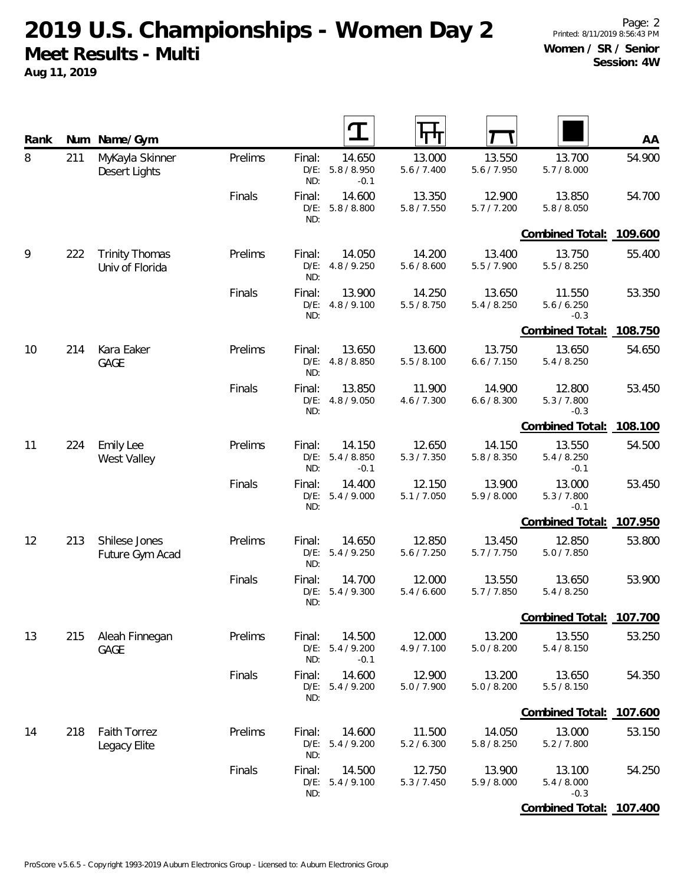# 2019 U.S. Championships - Women Day 2

**Meet Results - Multi**

**Aug 11, 2019**

Printed: 8/11/2019 8:56:43 PM
**Women / SR / Senior**
**Session: 4W**

| Rank | Num | Name/Gym | | | Vault | Bars | Beam | Floor | AA |
|---|---|---|---|---|---|---|---|---|---|
| 8 | 211 | MyKayla Skinner<br>Desert Lights | Prelims | Final:<br>D/E:<br>ND: | 14.650<br>5.8 / 8.950<br>-0.1 | 13.000<br>5.6 / 7.400 | 13.550<br>5.6 / 7.950 | 13.700<br>5.7 / 8.000 | 54.900 |
| | | | Finals | Final:<br>D/E:<br>ND: | 14.600<br>5.8 / 8.800 | 13.350<br>5.8 / 7.550 | 12.900<br>5.7 / 7.200 | 13.850<br>5.8 / 8.050 | 54.700 |
| | | | | | | | | **Combined Total:** | **109.600** |
| 9 | 222 | Trinity Thomas<br>Univ of Florida | Prelims | Final:<br>D/E:<br>ND: | 14.050<br>4.8 / 9.250 | 14.200<br>5.6 / 8.600 | 13.400<br>5.5 / 7.900 | 13.750<br>5.5 / 8.250 | 55.400 |
| | | | Finals | Final:<br>D/E:<br>ND: | 13.900<br>4.8 / 9.100 | 14.250<br>5.5 / 8.750 | 13.650<br>5.4 / 8.250 | 11.550<br>5.6 / 6.250<br>-0.3 | 53.350 |
| | | | | | | | | **Combined Total:** | **108.750** |
| 10 | 214 | Kara Eaker<br>GAGE | Prelims | Final:<br>D/E:<br>ND: | 13.650<br>4.8 / 8.850 | 13.600<br>5.5 / 8.100 | 13.750<br>6.6 / 7.150 | 13.650<br>5.4 / 8.250 | 54.650 |
| | | | Finals | Final:<br>D/E:<br>ND: | 13.850<br>4.8 / 9.050 | 11.900<br>4.6 / 7.300 | 14.900<br>6.6 / 8.300 | 12.800<br>5.3 / 7.800<br>-0.3 | 53.450 |
| | | | | | | | | **Combined Total:** | **108.100** |
| 11 | 224 | Emily Lee<br>West Valley | Prelims | Final:<br>D/E:<br>ND: | 14.150<br>5.4 / 8.850<br>-0.1 | 12.650<br>5.3 / 7.350 | 14.150<br>5.8 / 8.350 | 13.550<br>5.4 / 8.250<br>-0.1 | 54.500 |
| | | | Finals | Final:<br>D/E:<br>ND: | 14.400<br>5.4 / 9.000 | 12.150<br>5.1 / 7.050 | 13.900<br>5.9 / 8.000 | 13.000<br>5.3 / 7.800<br>-0.1 | 53.450 |
| | | | | | | | | **Combined Total:** | **107.950** |
| 12 | 213 | Shilese Jones<br>Future Gym Acad | Prelims | Final:<br>D/E:<br>ND: | 14.650<br>5.4 / 9.250 | 12.850<br>5.6 / 7.250 | 13.450<br>5.7 / 7.750 | 12.850<br>5.0 / 7.850 | 53.800 |
| | | | Finals | Final:<br>D/E:<br>ND: | 14.700<br>5.4 / 9.300 | 12.000<br>5.4 / 6.600 | 13.550<br>5.7 / 7.850 | 13.650<br>5.4 / 8.250 | 53.900 |
| | | | | | | | | **Combined Total:** | **107.700** |
| 13 | 215 | Aleah Finnegan<br>GAGE | Prelims | Final:<br>D/E:<br>ND: | 14.500<br>5.4 / 9.200<br>-0.1 | 12.000<br>4.9 / 7.100 | 13.200<br>5.0 / 8.200 | 13.550<br>5.4 / 8.150 | 53.250 |
| | | | Finals | Final:<br>D/E:<br>ND: | 14.600<br>5.4 / 9.200 | 12.900<br>5.0 / 7.900 | 13.200<br>5.0 / 8.200 | 13.650<br>5.5 / 8.150 | 54.350 |
| | | | | | | | | **Combined Total:** | **107.600** |
| 14 | 218 | Faith Torrez<br>Legacy Elite | Prelims | Final:<br>D/E:<br>ND: | 14.600<br>5.4 / 9.200 | 11.500<br>5.2 / 6.300 | 14.050<br>5.8 / 8.250 | 13.000<br>5.2 / 7.800 | 53.150 |
| | | | Finals | Final:<br>D/E:<br>ND: | 14.500<br>5.4 / 9.100 | 12.750<br>5.3 / 7.450 | 13.900<br>5.9 / 8.000 | 13.100<br>5.4 / 8.000<br>-0.3 | 54.250 |
| | | | | | | | | **Combined Total:** | **107.400** |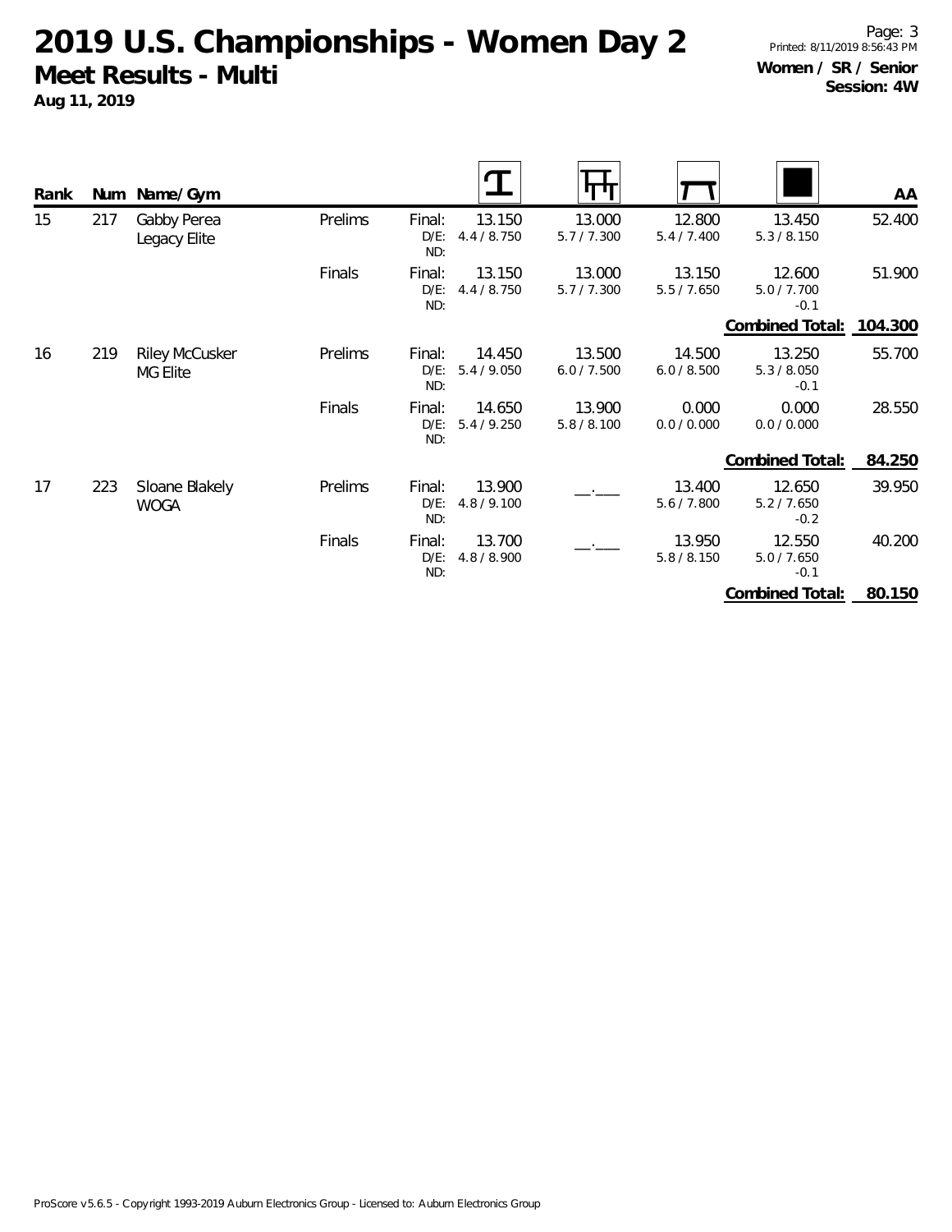# 2019 U.S. Championships - Women Day 2

**Meet Results - Multi**

**Aug 11, 2019**

**Women / SR / Senior**
**Session: 4W**

| Rank | Num | Name/Gym | | | Vault | Uneven Bars | Balance Beam | Floor | AA |
|---|---|---|---|---|---|---|---|---|---|
| 15 | 217 | Gabby Perea<br>Legacy Elite | Prelims | Final:<br>D/E:<br>ND: | 13.150<br>4.4 / 8.750 | 13.000<br>5.7 / 7.300 | 12.800<br>5.4 / 7.400 | 13.450<br>5.3 / 8.150 | 52.400 |
| | | | Finals | Final:<br>D/E:<br>ND: | 13.150<br>4.4 / 8.750 | 13.000<br>5.7 / 7.300 | 13.150<br>5.5 / 7.650 | 12.600<br>5.0 / 7.700<br>-0.1 | 51.900 |
| | | | | | | | | **Combined Total:** | **104.300** |
| 16 | 219 | Riley McCusker<br>MG Elite | Prelims | Final:<br>D/E:<br>ND: | 14.450<br>5.4 / 9.050 | 13.500<br>6.0 / 7.500 | 14.500<br>6.0 / 8.500 | 13.250<br>5.3 / 8.050<br>-0.1 | 55.700 |
| | | | Finals | Final:<br>D/E:<br>ND: | 14.650<br>5.4 / 9.250 | 13.900<br>5.8 / 8.100 | 0.000<br>0.0 / 0.000 | 0.000<br>0.0 / 0.000 | 28.550 |
| | | | | | | | | **Combined Total:** | **84.250** |
| 17 | 223 | Sloane Blakely<br>WOGA | Prelims | Final:<br>D/E:<br>ND: | 13.900<br>4.8 / 9.100 | \_\_.\_\_\_ | 13.400<br>5.6 / 7.800 | 12.650<br>5.2 / 7.650<br>-0.2 | 39.950 |
| | | | Finals | Final:<br>D/E:<br>ND: | 13.700<br>4.8 / 8.900 | \_\_.\_\_\_ | 13.950<br>5.8 / 8.150 | 12.550<br>5.0 / 7.650<br>-0.1 | 40.200 |
| | | | | | | | | **Combined Total:** | **80.150** |

ProScore v5.6.5 - Copyright 1993-2019 Auburn Electronics Group - Licensed to: Auburn Electronics Group